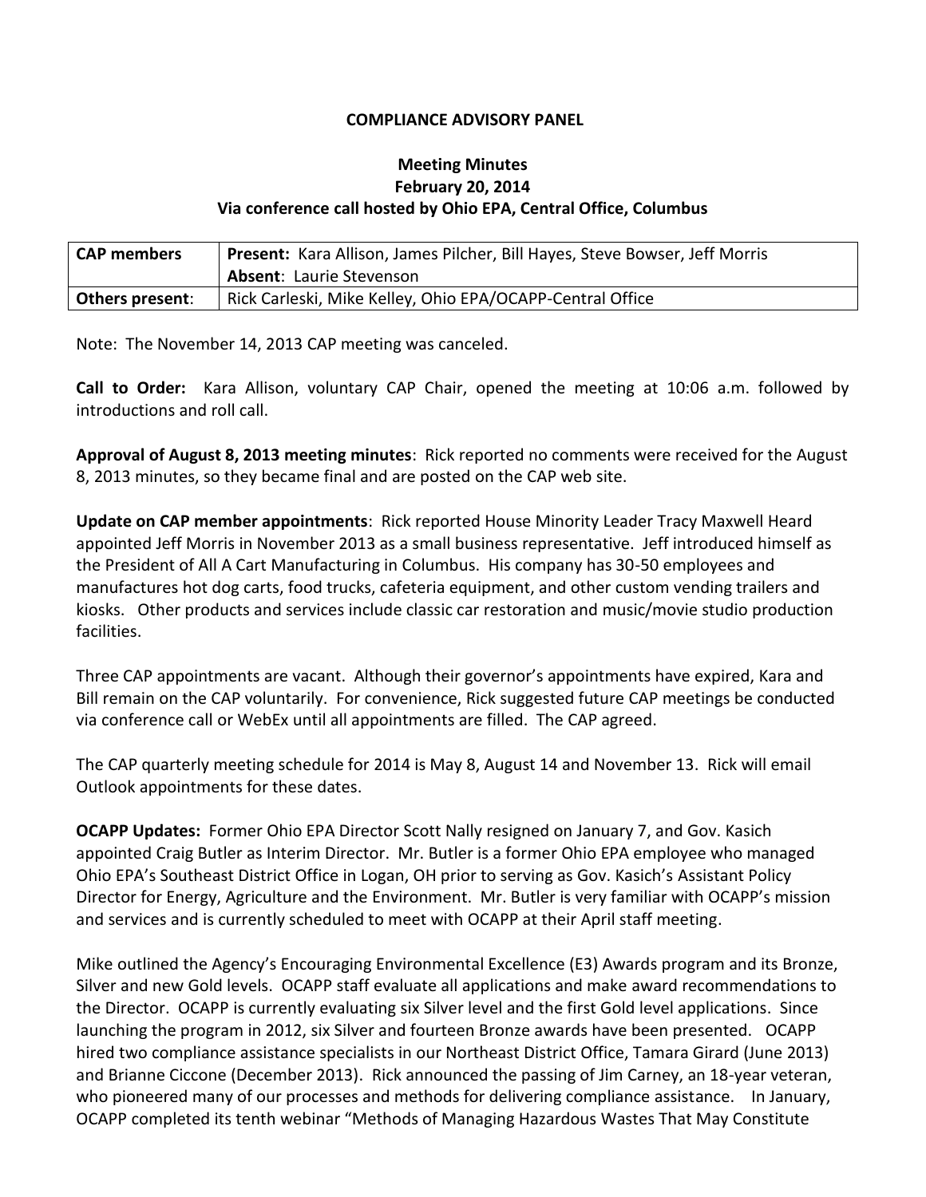**COMPLIANCE ADVISORY PANEL**

**Meeting Minutes**
**February 20, 2014**
**Via conference call hosted by Ohio EPA, Central Office, Columbus**

| CAP members | **Present:** Kara Allison, James Pilcher, Bill Hayes, Steve Bowser, Jeff Morris<br>**Absent**: Laurie Stevenson |
|---|---|
| **Others present**: | Rick Carleski, Mike Kelley, Ohio EPA/OCAPP-Central Office |

Note: The November 14, 2013 CAP meeting was canceled.

**Call to Order:** Kara Allison, voluntary CAP Chair, opened the meeting at 10:06 a.m. followed by introductions and roll call.

**Approval of August 8, 2013 meeting minutes**: Rick reported no comments were received for the August 8, 2013 minutes, so they became final and are posted on the CAP web site.

**Update on CAP member appointments**: Rick reported House Minority Leader Tracy Maxwell Heard appointed Jeff Morris in November 2013 as a small business representative. Jeff introduced himself as the President of All A Cart Manufacturing in Columbus. His company has 30-50 employees and manufactures hot dog carts, food trucks, cafeteria equipment, and other custom vending trailers and kiosks. Other products and services include classic car restoration and music/movie studio production facilities.

Three CAP appointments are vacant. Although their governor's appointments have expired, Kara and Bill remain on the CAP voluntarily. For convenience, Rick suggested future CAP meetings be conducted via conference call or WebEx until all appointments are filled. The CAP agreed.

The CAP quarterly meeting schedule for 2014 is May 8, August 14 and November 13. Rick will email Outlook appointments for these dates.

**OCAPP Updates:** Former Ohio EPA Director Scott Nally resigned on January 7, and Gov. Kasich appointed Craig Butler as Interim Director. Mr. Butler is a former Ohio EPA employee who managed Ohio EPA's Southeast District Office in Logan, OH prior to serving as Gov. Kasich's Assistant Policy Director for Energy, Agriculture and the Environment. Mr. Butler is very familiar with OCAPP's mission and services and is currently scheduled to meet with OCAPP at their April staff meeting.

Mike outlined the Agency's Encouraging Environmental Excellence (E3) Awards program and its Bronze, Silver and new Gold levels. OCAPP staff evaluate all applications and make award recommendations to the Director. OCAPP is currently evaluating six Silver level and the first Gold level applications. Since launching the program in 2012, six Silver and fourteen Bronze awards have been presented. OCAPP hired two compliance assistance specialists in our Northeast District Office, Tamara Girard (June 2013) and Brianne Ciccone (December 2013). Rick announced the passing of Jim Carney, an 18-year veteran, who pioneered many of our processes and methods for delivering compliance assistance. In January, OCAPP completed its tenth webinar "Methods of Managing Hazardous Wastes That May Constitute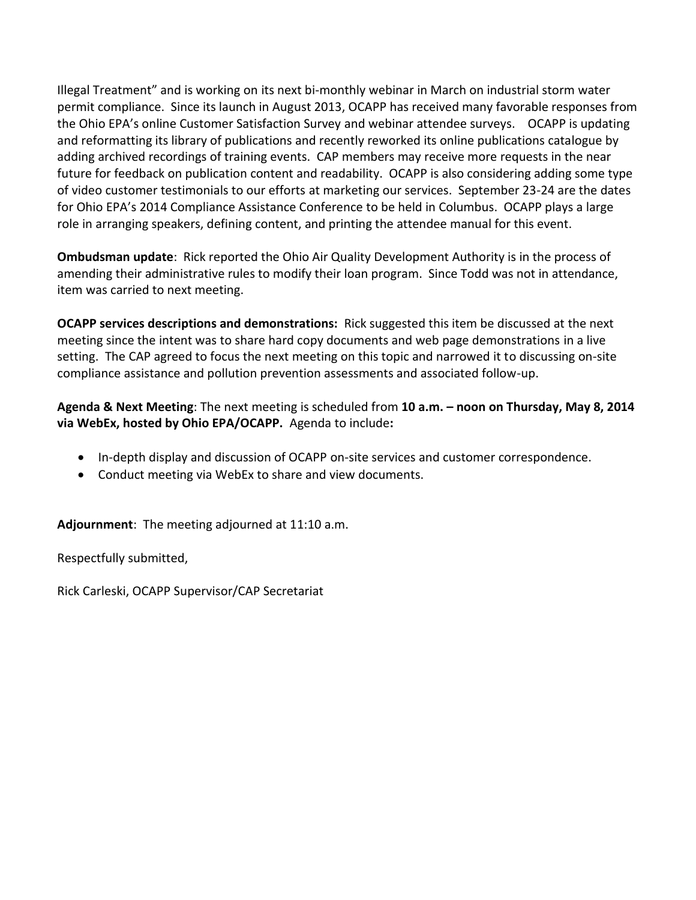Illegal Treatment" and is working on its next bi-monthly webinar in March on industrial storm water permit compliance. Since its launch in August 2013, OCAPP has received many favorable responses from the Ohio EPA's online Customer Satisfaction Survey and webinar attendee surveys. OCAPP is updating and reformatting its library of publications and recently reworked its online publications catalogue by adding archived recordings of training events. CAP members may receive more requests in the near future for feedback on publication content and readability. OCAPP is also considering adding some type of video customer testimonials to our efforts at marketing our services. September 23-24 are the dates for Ohio EPA's 2014 Compliance Assistance Conference to be held in Columbus. OCAPP plays a large role in arranging speakers, defining content, and printing the attendee manual for this event.

**Ombudsman update**: Rick reported the Ohio Air Quality Development Authority is in the process of amending their administrative rules to modify their loan program. Since Todd was not in attendance, item was carried to next meeting.

**OCAPP services descriptions and demonstrations:** Rick suggested this item be discussed at the next meeting since the intent was to share hard copy documents and web page demonstrations in a live setting. The CAP agreed to focus the next meeting on this topic and narrowed it to discussing on-site compliance assistance and pollution prevention assessments and associated follow-up.

**Agenda & Next Meeting**: The next meeting is scheduled from **10 a.m. – noon on Thursday, May 8, 2014 via WebEx, hosted by Ohio EPA/OCAPP.** Agenda to include**:**

- In-depth display and discussion of OCAPP on-site services and customer correspondence.
- Conduct meeting via WebEx to share and view documents.

**Adjournment**: The meeting adjourned at 11:10 a.m.

Respectfully submitted,

Rick Carleski, OCAPP Supervisor/CAP Secretariat